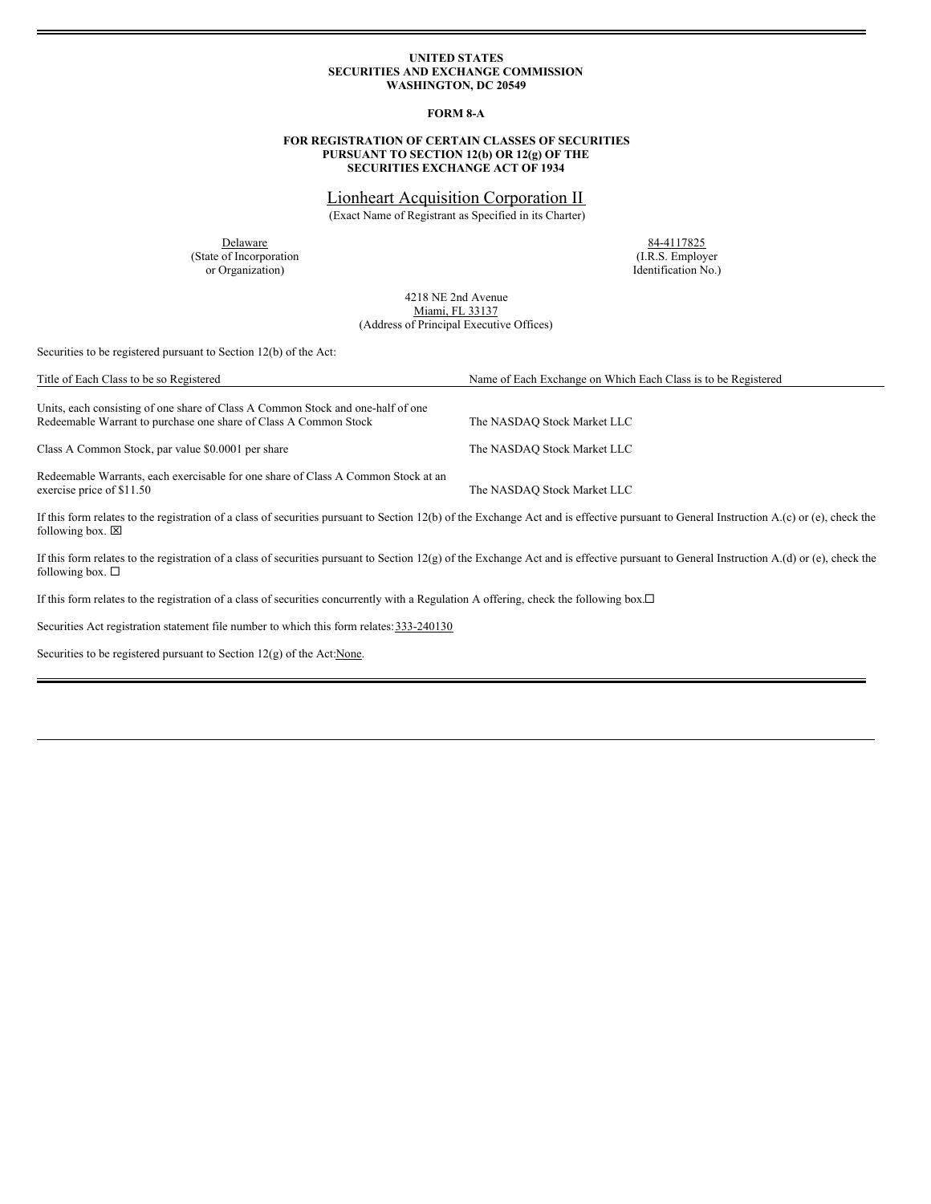**UNITED STATES**
**SECURITIES AND EXCHANGE COMMISSION**
**WASHINGTON, DC 20549**

**FORM 8-A**

**FOR REGISTRATION OF CERTAIN CLASSES OF SECURITIES PURSUANT TO SECTION 12(b) OR 12(g) OF THE SECURITIES EXCHANGE ACT OF 1934**

# Lionheart Acquisition Corporation II

(Exact Name of Registrant as Specified in its Charter)

| Delaware | 84-4117825 |
|---|---|
| (State of Incorporation or Organization) | (I.R.S. Employer Identification No.) |

4218 NE 2nd Avenue
Miami, FL 33137
(Address of Principal Executive Offices)

Securities to be registered pursuant to Section 12(b) of the Act:

| Title of Each Class to be so Registered | Name of Each Exchange on Which Each Class is to be Registered |
|---|---|
| Units, each consisting of one share of Class A Common Stock and one-half of one Redeemable Warrant to purchase one share of Class A Common Stock | The NASDAQ Stock Market LLC |
| Class A Common Stock, par value $0.0001 per share | The NASDAQ Stock Market LLC |
| Redeemable Warrants, each exercisable for one share of Class A Common Stock at an exercise price of $11.50 | The NASDAQ Stock Market LLC |

If this form relates to the registration of a class of securities pursuant to Section 12(b) of the Exchange Act and is effective pursuant to General Instruction A.(c) or (e), check the following box. ☒

If this form relates to the registration of a class of securities pursuant to Section 12(g) of the Exchange Act and is effective pursuant to General Instruction A.(d) or (e), check the following box. ☐

If this form relates to the registration of a class of securities concurrently with a Regulation A offering, check the following box.☐

Securities Act registration statement file number to which this form relates: 333-240130

Securities to be registered pursuant to Section 12(g) of the Act: None.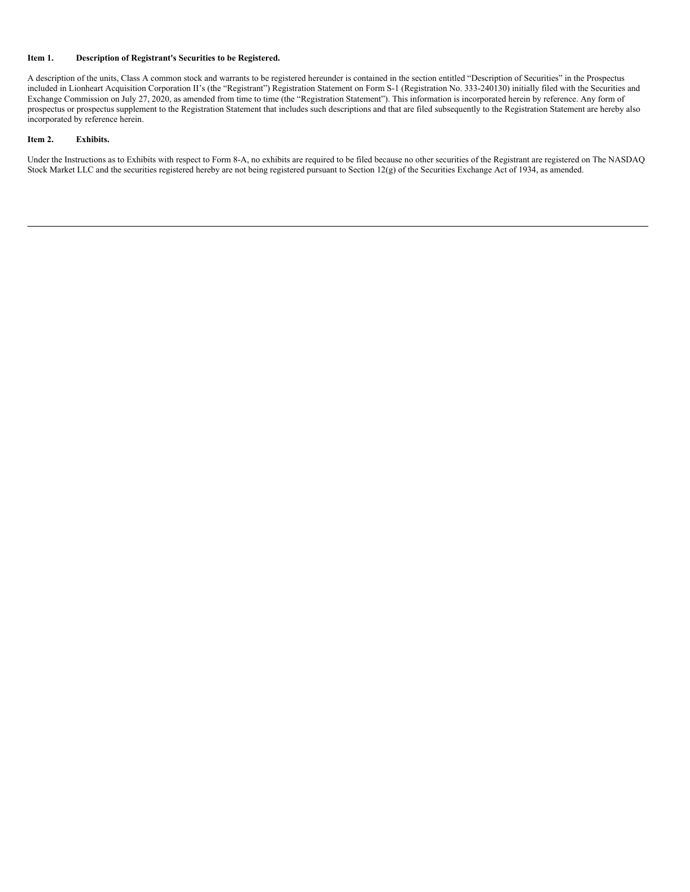**Item 1. Description of Registrant's Securities to be Registered.**

A description of the units, Class A common stock and warrants to be registered hereunder is contained in the section entitled "Description of Securities" in the Prospectus included in Lionheart Acquisition Corporation II's (the "Registrant") Registration Statement on Form S-1 (Registration No. 333-240130) initially filed with the Securities and Exchange Commission on July 27, 2020, as amended from time to time (the "Registration Statement"). This information is incorporated herein by reference. Any form of prospectus or prospectus supplement to the Registration Statement that includes such descriptions and that are filed subsequently to the Registration Statement are hereby also incorporated by reference herein.

**Item 2. Exhibits.**

Under the Instructions as to Exhibits with respect to Form 8-A, no exhibits are required to be filed because no other securities of the Registrant are registered on The NASDAQ Stock Market LLC and the securities registered hereby are not being registered pursuant to Section 12(g) of the Securities Exchange Act of 1934, as amended.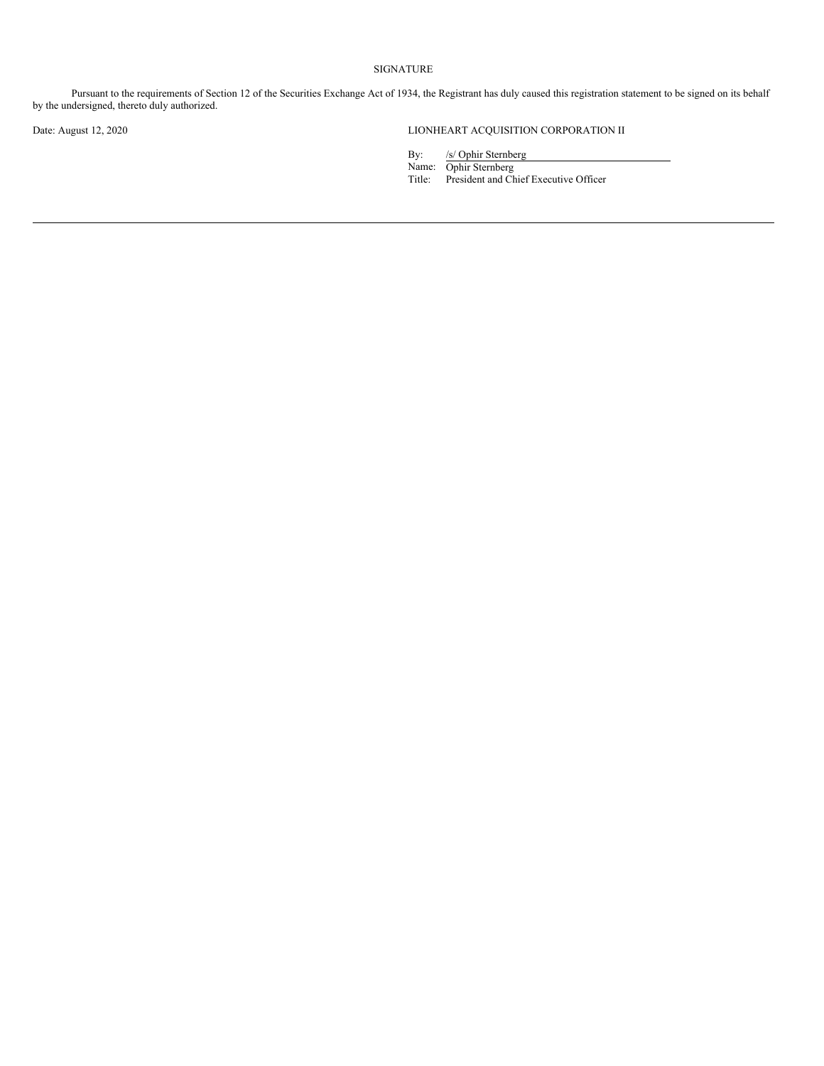SIGNATURE

Pursuant to the requirements of Section 12 of the Securities Exchange Act of 1934, the Registrant has duly caused this registration statement to be signed on its behalf by the undersigned, thereto duly authorized.

Date: August 12, 2020

LIONHEART ACQUISITION CORPORATION II

By: /s/ Ophir Sternberg
Name: Ophir Sternberg
Title: President and Chief Executive Officer